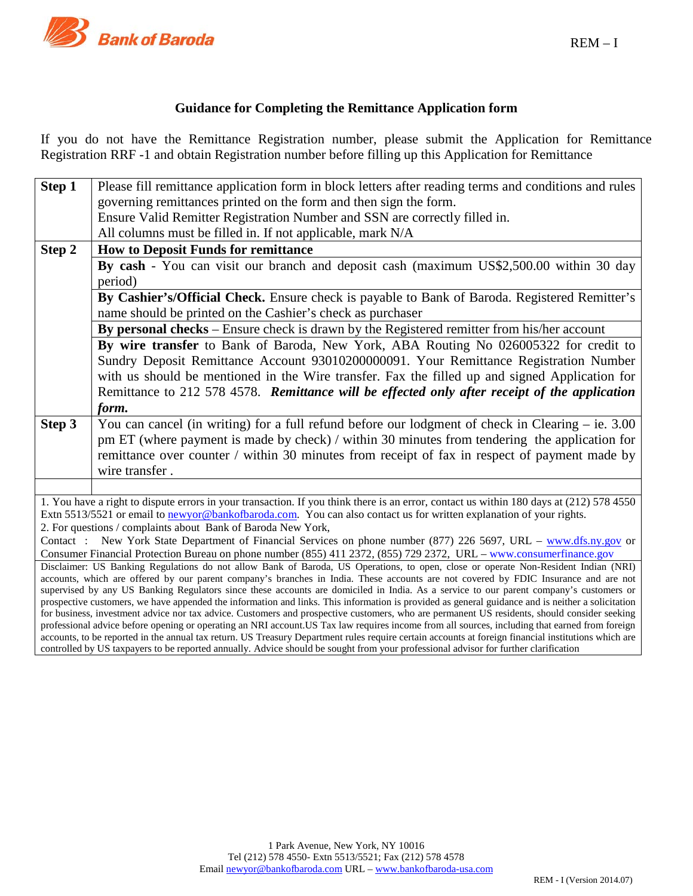Bank of Baroda

REM – I

## Guidance for Completing the Remittance Application form

If you do not have the Remittance Registration number, please submit the Application for Remittance Registration RRF -1 and obtain Registration number before filling up this Application for Remittance

| | |
|---|---|
| **Step 1** | Please fill remittance application form in block letters after reading terms and conditions and rules governing remittances printed on the form and then sign the form.<br>Ensure Valid Remitter Registration Number and SSN are correctly filled in.<br>All columns must be filled in. If not applicable, mark N/A |
| **Step 2** | **How to Deposit Funds for remittance** |
| | **By cash** - You can visit our branch and deposit cash (maximum US$2,500.00 within 30 day period) |
| | **By Cashier's/Official Check.** Ensure check is payable to Bank of Baroda. Registered Remitter's name should be printed on the Cashier's check as purchaser |
| | **By personal checks** – Ensure check is drawn by the Registered remitter from his/her account |
| | **By wire transfer** to Bank of Baroda, New York, ABA Routing No 026005322 for credit to Sundry Deposit Remittance Account 93010200000091. Your Remittance Registration Number with us should be mentioned in the Wire transfer. Fax the filled up and signed Application for Remittance to 212 578 4578. ***Remittance will be effected only after receipt of the application form.*** |
| **Step 3** | You can cancel (in writing) for a full refund before our lodgment of check in Clearing – ie. 3.00 pm ET (where payment is made by check) / within 30 minutes from tendering the application for remittance over counter / within 30 minutes from receipt of fax in respect of payment made by wire transfer . |
| | |

1. You have a right to dispute errors in your transaction. If you think there is an error, contact us within 180 days at (212) 578 4550 Extn 5513/5521 or email to newyor@bankofbaroda.com. You can also contact us for written explanation of your rights.
2. For questions / complaints about Bank of Baroda New York,
Contact : New York State Department of Financial Services on phone number (877) 226 5697, URL – www.dfs.ny.gov or Consumer Financial Protection Bureau on phone number (855) 411 2372, (855) 729 2372, URL – www.consumerfinance.gov

Disclaimer: US Banking Regulations do not allow Bank of Baroda, US Operations, to open, close or operate Non-Resident Indian (NRI) accounts, which are offered by our parent company's branches in India. These accounts are not covered by FDIC Insurance and are not supervised by any US Banking Regulators since these accounts are domiciled in India. As a service to our parent company's customers or prospective customers, we have appended the information and links. This information is provided as general guidance and is neither a solicitation for business, investment advice nor tax advice. Customers and prospective customers, who are permanent US residents, should consider seeking professional advice before opening or operating an NRI account.US Tax law requires income from all sources, including that earned from foreign accounts, to be reported in the annual tax return. US Treasury Department rules require certain accounts at foreign financial institutions which are controlled by US taxpayers to be reported annually. Advice should be sought from your professional advisor for further clarification

1 Park Avenue, New York, NY 10016
Tel (212) 578 4550- Extn 5513/5521; Fax (212) 578 4578
Email newyor@bankofbaroda.com URL – www.bankofbaroda-usa.com

REM - I (Version 2014.07)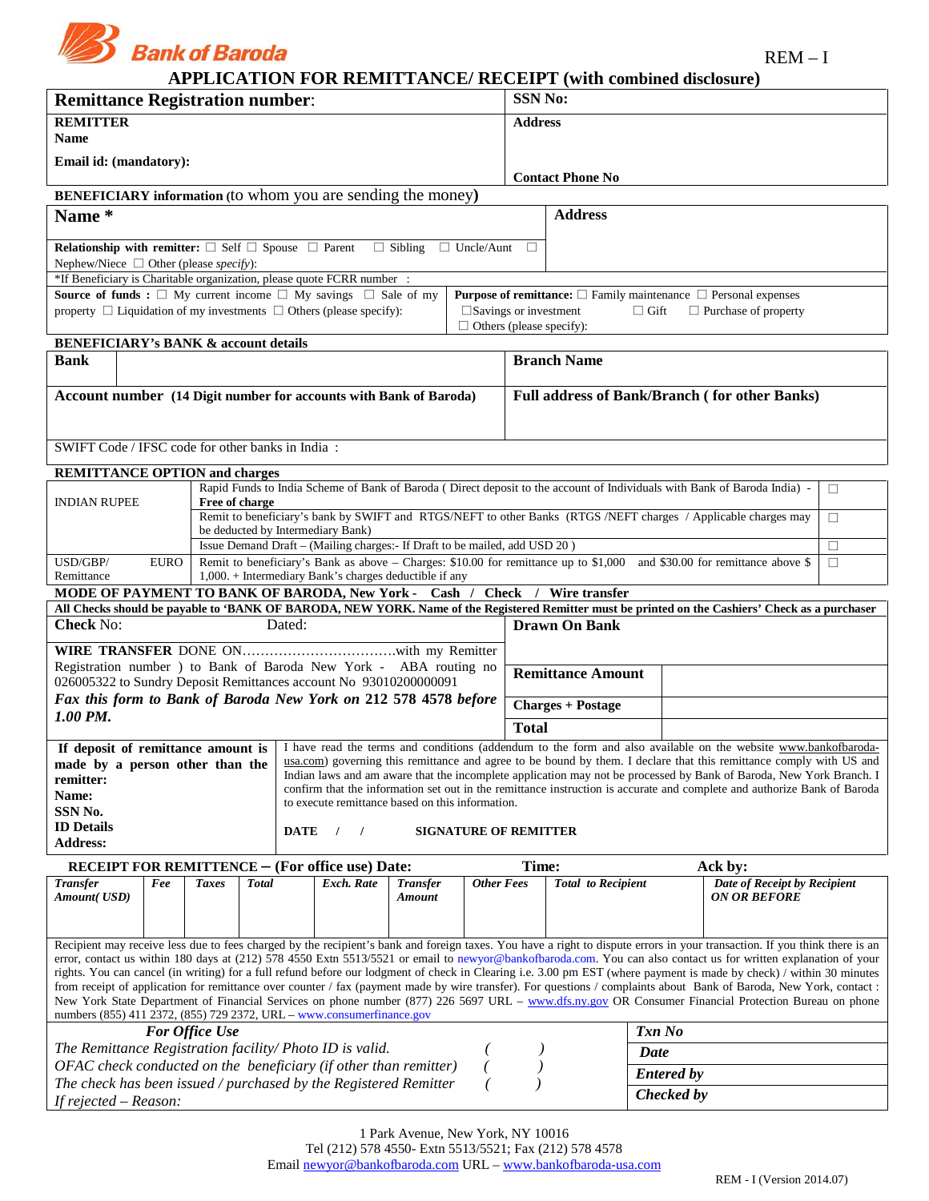**Bank of Baroda**

REM – I

# APPLICATION FOR REMITTANCE/ RECEIPT (with combined disclosure)

| **Remittance Registration number**: | **SSN No:** |
|---|---|
| **REMITTER**<br>**Name**<br><br>**Email id: (mandatory):** | **Address**<br><br>**Contact Phone No** |

**BENEFICIARY information** (to whom you are sending the money)

| **Name \*** | **Address** |
|---|---|
| **Relationship with remitter:** ☐ Self ☐ Spouse ☐ Parent ☐ Sibling ☐ Uncle/Aunt ☐ Nephew/Niece ☐ Other (please *specify*): | |
| *If Beneficiary is Charitable organization, please quote FCRR number : | |
| **Source of funds :** ☐ My current income ☐ My savings ☐ Sale of my property ☐ Liquidation of my investments ☐ Others (please specify): | **Purpose of remittance:** ☐ Family maintenance ☐ Personal expenses ☐Savings or investment ☐ Gift ☐ Purchase of property ☐ Others (please specify): |

**BENEFICIARY's BANK & account details**

| **Bank** | **Branch Name** |
|---|---|
| **Account number (14 Digit number for accounts with Bank of Baroda)** | **Full address of Bank/Branch ( for other Banks)** |
| SWIFT Code / IFSC code for other banks in India : | |

**REMITTANCE OPTION and charges**

| | | |
|---|---|---|
| INDIAN RUPEE | Rapid Funds to India Scheme of Bank of Baroda ( Direct deposit to the account of Individuals with Bank of Baroda India) - **Free of charge** | ☐ |
| | Remit to beneficiary's bank by SWIFT and RTGS/NEFT to other Banks (RTGS /NEFT charges / Applicable charges may be deducted by Intermediary Bank) | ☐ |
| | Issue Demand Draft – (Mailing charges:- If Draft to be mailed, add USD 20 ) | ☐ |
| USD/GBP/ EURO Remittance | Remit to beneficiary's Bank as above – Charges: $10.00 for remittance up to $1,000 and $30.00 for remittance above $ 1,000. + Intermediary Bank's charges deductible if any | ☐ |

**MODE OF PAYMENT TO BANK OF BARODA, New York - Cash / Check / Wire transfer**

**All Checks should be payable to 'BANK OF BARODA, NEW YORK. Name of the Registered Remitter must be printed on the Cashiers' Check as a purchaser**

| | | |
|---|---|---|
| **Check** No: Dated: | **Drawn On Bank** | |
| **WIRE TRANSFER** DONE ON……………………………with my Remitter Registration number ) to Bank of Baroda New York - ABA routing no 026005322 to Sundry Deposit Remittances account No 93010200000091<br>***Fax this form to Bank of Baroda New York on 212 578 4578 before 1.00 PM.*** | **Remittance Amount** | |
| | **Charges + Postage** | |
| | **Total** | |

| | |
|---|---|
| **If deposit of remittance amount is made by a person other than the remitter:**<br>**Name:**<br>**SSN No.**<br>**ID Details**<br>**Address:** | I have read the terms and conditions (addendum to the form and also available on the website www.bankofbaroda-usa.com) governing this remittance and agree to be bound by them. I declare that this remittance comply with US and Indian laws and am aware that the incomplete application may not be processed by Bank of Baroda, New York Branch. I confirm that the information set out in the remittance instruction is accurate and complete and authorize Bank of Baroda to execute remittance based on this information.<br><br>**DATE / / SIGNATURE OF REMITTER** |

**RECEIPT FOR REMITTENCE – (For office use) Date: Time: Ack by:**

| *Transfer Amount( USD)* | *Fee* | *Taxes* | *Total* | *Exch. Rate* | *Transfer Amount* | *Other Fees* | *Total to Recipient* | *Date of Receipt by Recipient ON OR BEFORE* |
|---|---|---|---|---|---|---|---|---|
| | | | | | | | | |

Recipient may receive less due to fees charged by the recipient's bank and foreign taxes. You have a right to dispute errors in your transaction. If you think there is an error, contact us within 180 days at (212) 578 4550 Extn 5513/5521 or email to newyor@bankofbaroda.com. You can also contact us for written explanation of your rights. You can cancel (in writing) for a full refund before our lodgment of check in Clearing i.e. 3.00 pm EST (where payment is made by check) / within 30 minutes from receipt of application for remittance over counter / fax (payment made by wire transfer). For questions / complaints about Bank of Baroda, New York, contact : New York State Department of Financial Services on phone number (877) 226 5697 URL – www.dfs.ny.gov OR Consumer Financial Protection Bureau on phone numbers (855) 411 2372, (855) 729 2372, URL – www.consumerfinance.gov

| ***For Office Use*** | | ***Txn No*** |
|---|---|---|
| *The Remittance Registration facility/ Photo ID is valid.* | ( ) | ***Date*** |
| *OFAC check conducted on the beneficiary (if other than remitter)* | ( ) | ***Entered by*** |
| *The check has been issued / purchased by the Registered Remitter* | ( ) | ***Checked by*** |
| *If rejected – Reason:* | | |

1 Park Avenue, New York, NY 10016
Tel (212) 578 4550- Extn 5513/5521; Fax (212) 578 4578
Email newyor@bankofbaroda.com URL – www.bankofbaroda-usa.com

REM - I (Version 2014.07)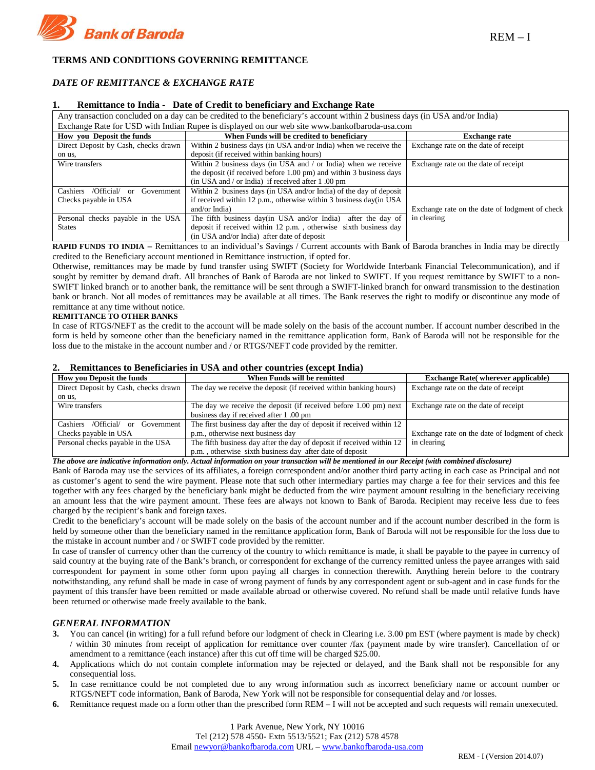Bank of Baroda

REM – I

## TERMS AND CONDITIONS GOVERNING REMITTANCE

### *DATE OF REMITTANCE & EXCHANGE RATE*

### 1. Remittance to India - Date of Credit to beneficiary and Exchange Rate

Any transaction concluded on a day can be credited to the beneficiary's account within 2 business days (in USA and/or India)
Exchange Rate for USD with Indian Rupee is displayed on our web site www.bankofbaroda-usa.com

| How you Deposit the funds | When Funds will be credited to beneficiary | Exchange rate |
|---|---|---|
| Direct Deposit by Cash, checks drawn on us, | Within 2 business days (in USA and/or India) when we receive the deposit (if received within banking hours) | Exchange rate on the date of receipt |
| Wire transfers | Within 2 business days (in USA and / or India) when we receive the deposit (if received before 1.00 pm) and within 3 business days (in USA and / or India) if received after 1 .00 pm | Exchange rate on the date of receipt |
| Cashiers /Official/ or Government Checks payable in USA | Within 2 business days (in USA and/or India) of the day of deposit if received within 12 p.m., otherwise within 3 business day(in USA and/or India) | Exchange rate on the date of lodgment of check in clearing |
| Personal checks payable in the USA States | The fifth business day(in USA and/or India) after the day of deposit if received within 12 p.m. , otherwise sixth business day (in USA and/or India) after date of deposit | |

**RAPID FUNDS TO INDIA –** Remittances to an individual's Savings / Current accounts with Bank of Baroda branches in India may be directly credited to the Beneficiary account mentioned in Remittance instruction, if opted for.

Otherwise, remittances may be made by fund transfer using SWIFT (Society for Worldwide Interbank Financial Telecommunication), and if sought by remitter by demand draft. All branches of Bank of Baroda are not linked to SWIFT. If you request remittance by SWIFT to a non-SWIFT linked branch or to another bank, the remittance will be sent through a SWIFT-linked branch for onward transmission to the destination bank or branch. Not all modes of remittances may be available at all times. The Bank reserves the right to modify or discontinue any mode of remittance at any time without notice.

**REMITTANCE TO OTHER BANKS**

In case of RTGS/NEFT as the credit to the account will be made solely on the basis of the account number. If account number described in the form is held by someone other than the beneficiary named in the remittance application form, Bank of Baroda will not be responsible for the loss due to the mistake in the account number and / or RTGS/NEFT code provided by the remitter.

### 2. Remittances to Beneficiaries in USA and other countries (except India)

| How you Deposit the funds | When Funds will be remitted | Exchange Rate( wherever applicable) |
|---|---|---|
| Direct Deposit by Cash, checks drawn on us, | The day we receive the deposit (if received within banking hours) | Exchange rate on the date of receipt |
| Wire transfers | The day we receive the deposit (if received before 1.00 pm) next business day if received after 1 .00 pm | Exchange rate on the date of receipt |
| Cashiers /Official/ or Government Checks payable in USA | The first business day after the day of deposit if received within 12 p.m., otherwise next business day | Exchange rate on the date of lodgment of check in clearing |
| Personal checks payable in the USA | The fifth business day after the day of deposit if received within 12 p.m. , otherwise sixth business day after date of deposit | |

***The above are indicative information only. Actual information on your transaction will be mentioned in our Receipt (with combined disclosure)***

Bank of Baroda may use the services of its affiliates, a foreign correspondent and/or another third party acting in each case as Principal and not as customer's agent to send the wire payment. Please note that such other intermediary parties may charge a fee for their services and this fee together with any fees charged by the beneficiary bank might be deducted from the wire payment amount resulting in the beneficiary receiving an amount less that the wire payment amount. These fees are always not known to Bank of Baroda. Recipient may receive less due to fees charged by the recipient's bank and foreign taxes.

Credit to the beneficiary's account will be made solely on the basis of the account number and if the account number described in the form is held by someone other than the beneficiary named in the remittance application form, Bank of Baroda will not be responsible for the loss due to the mistake in account number and / or SWIFT code provided by the remitter.

In case of transfer of currency other than the currency of the country to which remittance is made, it shall be payable to the payee in currency of said country at the buying rate of the Bank's branch, or correspondent for exchange of the currency remitted unless the payee arranges with said correspondent for payment in some other form upon paying all charges in connection therewith. Anything herein before to the contrary notwithstanding, any refund shall be made in case of wrong payment of funds by any correspondent agent or sub-agent and in case funds for the payment of this transfer have been remitted or made available abroad or otherwise covered. No refund shall be made until relative funds have been returned or otherwise made freely available to the bank.

### *GENERAL INFORMATION*

3. You can cancel (in writing) for a full refund before our lodgment of check in Clearing i.e. 3.00 pm EST (where payment is made by check) / within 30 minutes from receipt of application for remittance over counter /fax (payment made by wire transfer). Cancellation of or amendment to a remittance (each instance) after this cut off time will be charged $25.00.
4. Applications which do not contain complete information may be rejected or delayed, and the Bank shall not be responsible for any consequential loss.
5. In case remittance could be not completed due to any wrong information such as incorrect beneficiary name or account number or RTGS/NEFT code information, Bank of Baroda, New York will not be responsible for consequential delay and /or losses.
6. Remittance request made on a form other than the prescribed form REM – I will not be accepted and such requests will remain unexecuted.

1 Park Avenue, New York, NY 10016
Tel (212) 578 4550- Extn 5513/5521; Fax (212) 578 4578
Email newyor@bankofbaroda.com URL – www.bankofbaroda-usa.com

REM - I (Version 2014.07)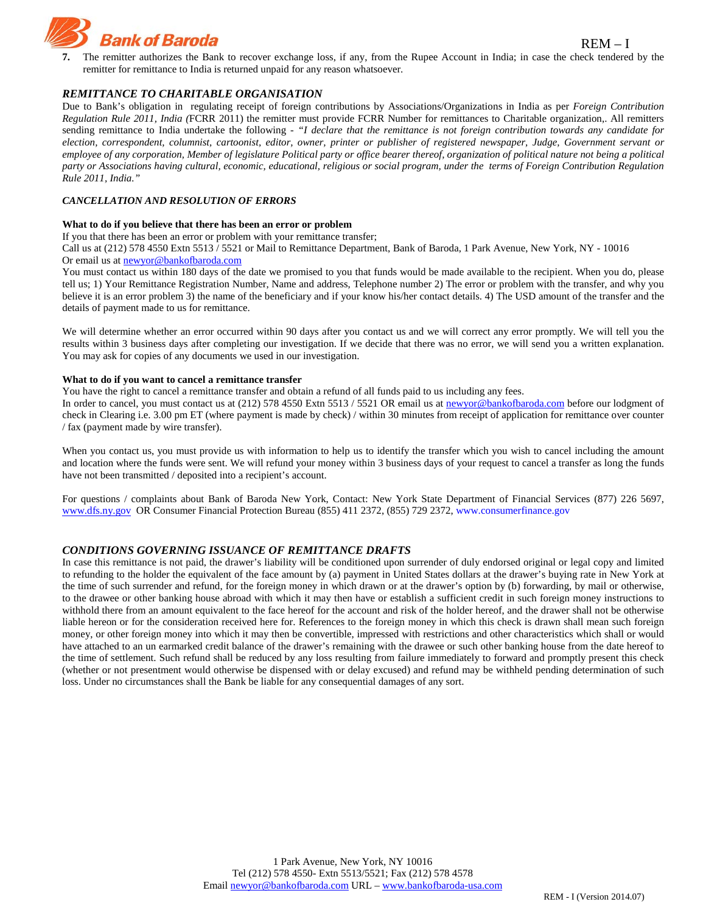7. The remitter authorizes the Bank to recover exchange loss, if any, from the Rupee Account in India; in case the check tendered by the remitter for remittance to India is returned unpaid for any reason whatsoever.

### *REMITTANCE TO CHARITABLE ORGANISATION*

Due to Bank's obligation in regulating receipt of foreign contributions by Associations/Organizations in India as per *Foreign Contribution Regulation Rule 2011, India (*FCRR 2011) the remitter must provide FCRR Number for remittances to Charitable organization,. All remitters sending remittance to India undertake the following - *"I declare that the remittance is not foreign contribution towards any candidate for election, correspondent, columnist, cartoonist, editor, owner, printer or publisher of registered newspaper, Judge, Government servant or employee of any corporation, Member of legislature Political party or office bearer thereof, organization of political nature not being a political party or Associations having cultural, economic, educational, religious or social program, under the terms of Foreign Contribution Regulation Rule 2011, India."*

### *CANCELLATION AND RESOLUTION OF ERRORS*

**What to do if you believe that there has been an error or problem**

If you that there has been an error or problem with your remittance transfer;
Call us at (212) 578 4550 Extn 5513 / 5521 or Mail to Remittance Department, Bank of Baroda, 1 Park Avenue, New York, NY - 10016
Or email us at newyor@bankofbaroda.com
You must contact us within 180 days of the date we promised to you that funds would be made available to the recipient. When you do, please tell us; 1) Your Remittance Registration Number, Name and address, Telephone number 2) The error or problem with the transfer, and why you believe it is an error problem 3) the name of the beneficiary and if your know his/her contact details. 4) The USD amount of the transfer and the details of payment made to us for remittance.

We will determine whether an error occurred within 90 days after you contact us and we will correct any error promptly. We will tell you the results within 3 business days after completing our investigation. If we decide that there was no error, we will send you a written explanation. You may ask for copies of any documents we used in our investigation.

**What to do if you want to cancel a remittance transfer**

You have the right to cancel a remittance transfer and obtain a refund of all funds paid to us including any fees.
In order to cancel, you must contact us at (212) 578 4550 Extn 5513 / 5521 OR email us at newyor@bankofbaroda.com before our lodgment of check in Clearing i.e. 3.00 pm ET (where payment is made by check) / within 30 minutes from receipt of application for remittance over counter / fax (payment made by wire transfer).

When you contact us, you must provide us with information to help us to identify the transfer which you wish to cancel including the amount and location where the funds were sent. We will refund your money within 3 business days of your request to cancel a transfer as long the funds have not been transmitted / deposited into a recipient's account.

For questions / complaints about Bank of Baroda New York, Contact: New York State Department of Financial Services (877) 226 5697, www.dfs.ny.gov OR Consumer Financial Protection Bureau (855) 411 2372, (855) 729 2372, www.consumerfinance.gov

### *CONDITIONS GOVERNING ISSUANCE OF REMITTANCE DRAFTS*

In case this remittance is not paid, the drawer's liability will be conditioned upon surrender of duly endorsed original or legal copy and limited to refunding to the holder the equivalent of the face amount by (a) payment in United States dollars at the drawer's buying rate in New York at the time of such surrender and refund, for the foreign money in which drawn or at the drawer's option by (b) forwarding, by mail or otherwise, to the drawee or other banking house abroad with which it may then have or establish a sufficient credit in such foreign money instructions to withhold there from an amount equivalent to the face hereof for the account and risk of the holder hereof, and the drawer shall not be otherwise liable hereon or for the consideration received here for. References to the foreign money in which this check is drawn shall mean such foreign money, or other foreign money into which it may then be convertible, impressed with restrictions and other characteristics which shall or would have attached to an un earmarked credit balance of the drawer's remaining with the drawee or such other banking house from the date hereof to the time of settlement. Such refund shall be reduced by any loss resulting from failure immediately to forward and promptly present this check (whether or not presentment would otherwise be dispensed with or delay excused) and refund may be withheld pending determination of such loss. Under no circumstances shall the Bank be liable for any consequential damages of any sort.